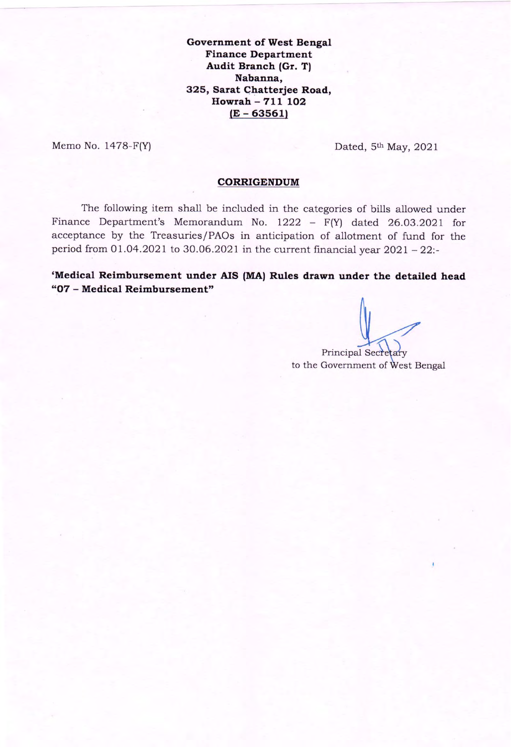**Government of West Bengal**
**Finance Department**
**Audit Branch (Gr. T)**
**Nabanna,**
**325, Sarat Chatterjee Road,**
**Howrah – 711 102**
**(E – 63561)**

Memo No. 1478-F(Y)                                                         Dated, 5th May, 2021

## CORRIGENDUM

The following item shall be included in the categories of bills allowed under Finance Department's Memorandum No. 1222 – F(Y) dated 26.03.2021 for acceptance by the Treasuries/PAOs in anticipation of allotment of fund for the period from 01.04.2021 to 30.06.2021 in the current financial year 2021 – 22:-

**'Medical Reimbursement under AIS (MA) Rules drawn under the detailed head "07 – Medical Reimbursement"**

Principal Secretary
to the Government of West Bengal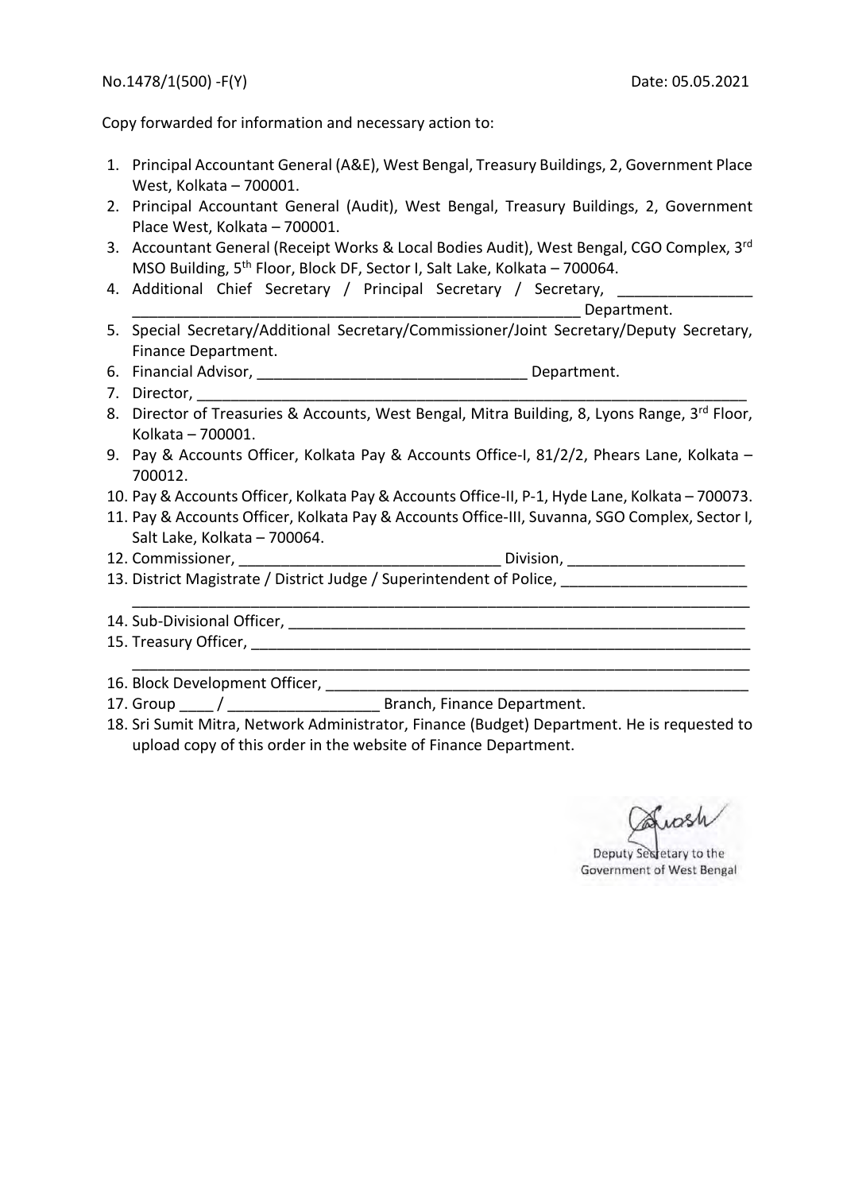No.1478/1(500) -F(Y) Date: 05.05.2021

Copy forwarded for information and necessary action to:

1. Principal Accountant General (A&E), West Bengal, Treasury Buildings, 2, Government Place West, Kolkata – 700001.
2. Principal Accountant General (Audit), West Bengal, Treasury Buildings, 2, Government Place West, Kolkata – 700001.
3. Accountant General (Receipt Works & Local Bodies Audit), West Bengal, CGO Complex, 3rd MSO Building, 5th Floor, Block DF, Sector I, Salt Lake, Kolkata – 700064.
4. Additional Chief Secretary / Principal Secretary / Secretary, ________________ ________________________________________________________ Department.
5. Special Secretary/Additional Secretary/Commissioner/Joint Secretary/Deputy Secretary, Finance Department.
6. Financial Advisor, ________________________________ Department.
7. Director, ____________________________________________________________________
8. Director of Treasuries & Accounts, West Bengal, Mitra Building, 8, Lyons Range, 3rd Floor, Kolkata – 700001.
9. Pay & Accounts Officer, Kolkata Pay & Accounts Office-I, 81/2/2, Phears Lane, Kolkata – 700012.
10. Pay & Accounts Officer, Kolkata Pay & Accounts Office-II, P-1, Hyde Lane, Kolkata – 700073.
11. Pay & Accounts Officer, Kolkata Pay & Accounts Office-III, Suvanna, SGO Complex, Sector I, Salt Lake, Kolkata – 700064.
12. Commissioner, _______________________________ Division, _____________________
13. District Magistrate / District Judge / Superintendent of Police, ______________________ ____________________________________________________________________________
14. Sub-Divisional Officer, _________________________________________________________
15. Treasury Officer, _____________________________________________________________ ____________________________________________________________________________
16. Block Development Officer, _____________________________________________________
17. Group ____ / __________________ Branch, Finance Department.
18. Sri Sumit Mitra, Network Administrator, Finance (Budget) Department. He is requested to upload copy of this order in the website of Finance Department.

Ghosh

Deputy Secretary to the
Government of West Bengal